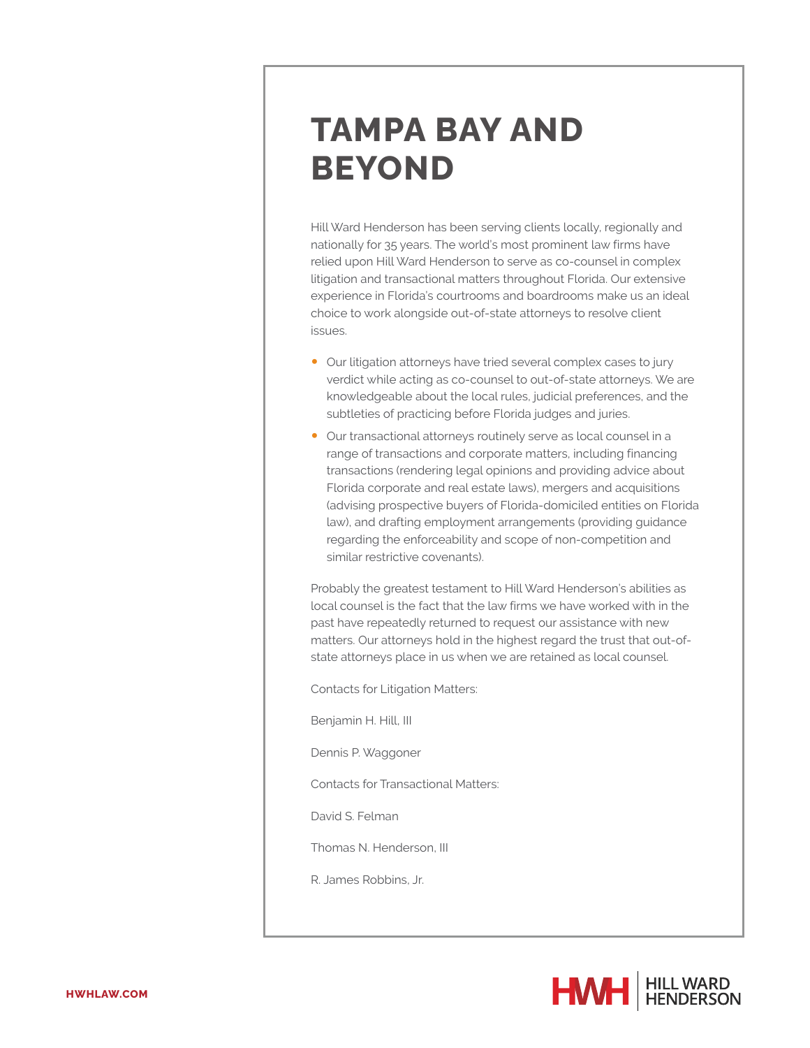# TAMPA BAY AND BEYOND

Hill Ward Henderson has been serving clients locally, regionally and nationally for 35 years. The world's most prominent law firms have relied upon Hill Ward Henderson to serve as co-counsel in complex litigation and transactional matters throughout Florida. Our extensive experience in Florida's courtrooms and boardrooms make us an ideal choice to work alongside out-of-state attorneys to resolve client issues.

- Our litigation attorneys have tried several complex cases to jury verdict while acting as co-counsel to out-of-state attorneys. We are knowledgeable about the local rules, judicial preferences, and the subtleties of practicing before Florida judges and juries.
- Our transactional attorneys routinely serve as local counsel in a range of transactions and corporate matters, including financing transactions (rendering legal opinions and providing advice about Florida corporate and real estate laws), mergers and acquisitions (advising prospective buyers of Florida-domiciled entities on Florida law), and drafting employment arrangements (providing guidance regarding the enforceability and scope of non-competition and similar restrictive covenants).

Probably the greatest testament to Hill Ward Henderson's abilities as local counsel is the fact that the law firms we have worked with in the past have repeatedly returned to request our assistance with new matters. Our attorneys hold in the highest regard the trust that out-of-state attorneys place in us when we are retained as local counsel.

Contacts for Litigation Matters:

Benjamin H. Hill, III

Dennis P. Waggoner

Contacts for Transactional Matters:

David S. Felman

Thomas N. Henderson, III

R. James Robbins, Jr.

HWHLAW.COM

HWH | HILL WARD HENDERSON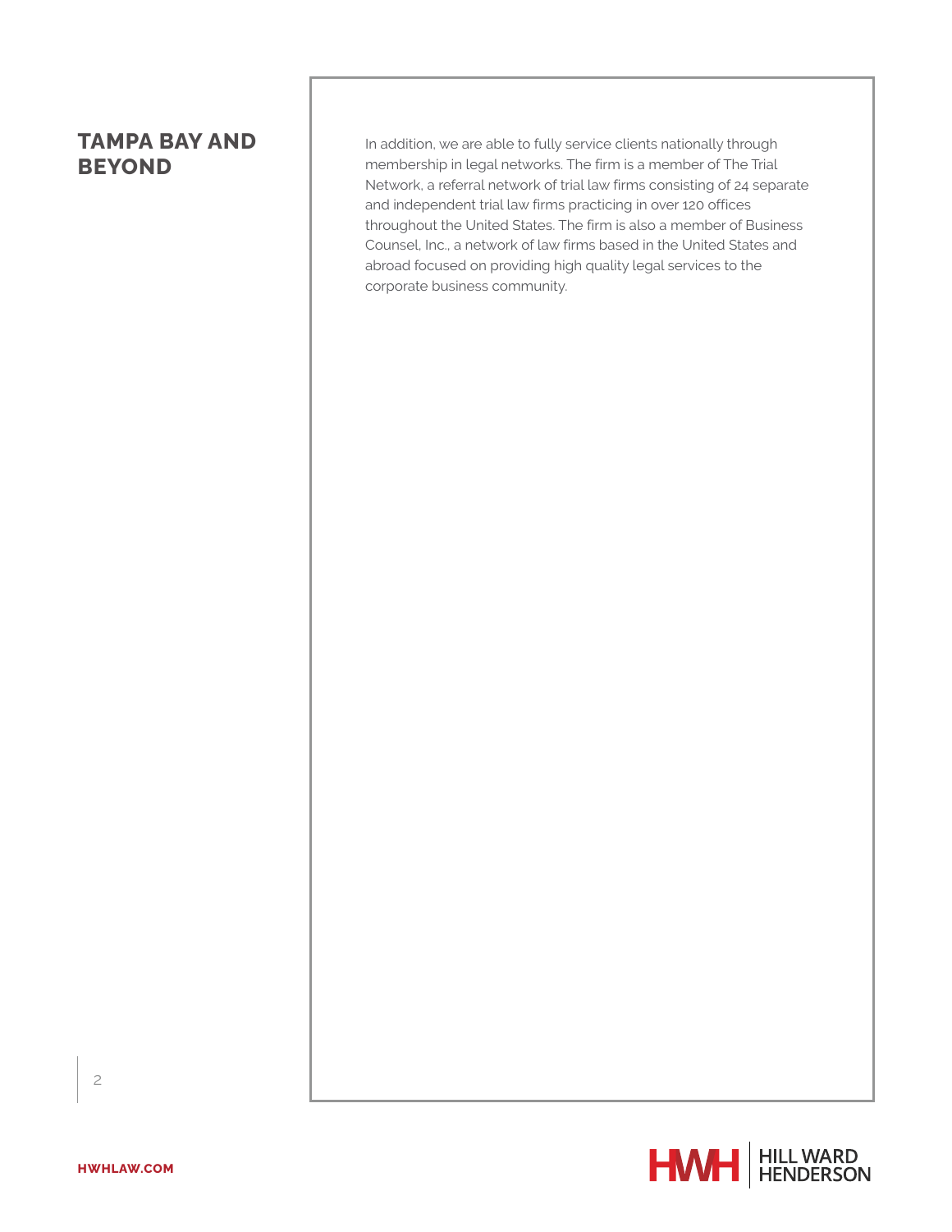## TAMPA BAY AND BEYOND

In addition, we are able to fully service clients nationally through membership in legal networks. The firm is a member of The Trial Network, a referral network of trial law firms consisting of 24 separate and independent trial law firms practicing in over 120 offices throughout the United States. The firm is also a member of Business Counsel, Inc., a network of law firms based in the United States and abroad focused on providing high quality legal services to the corporate business community.